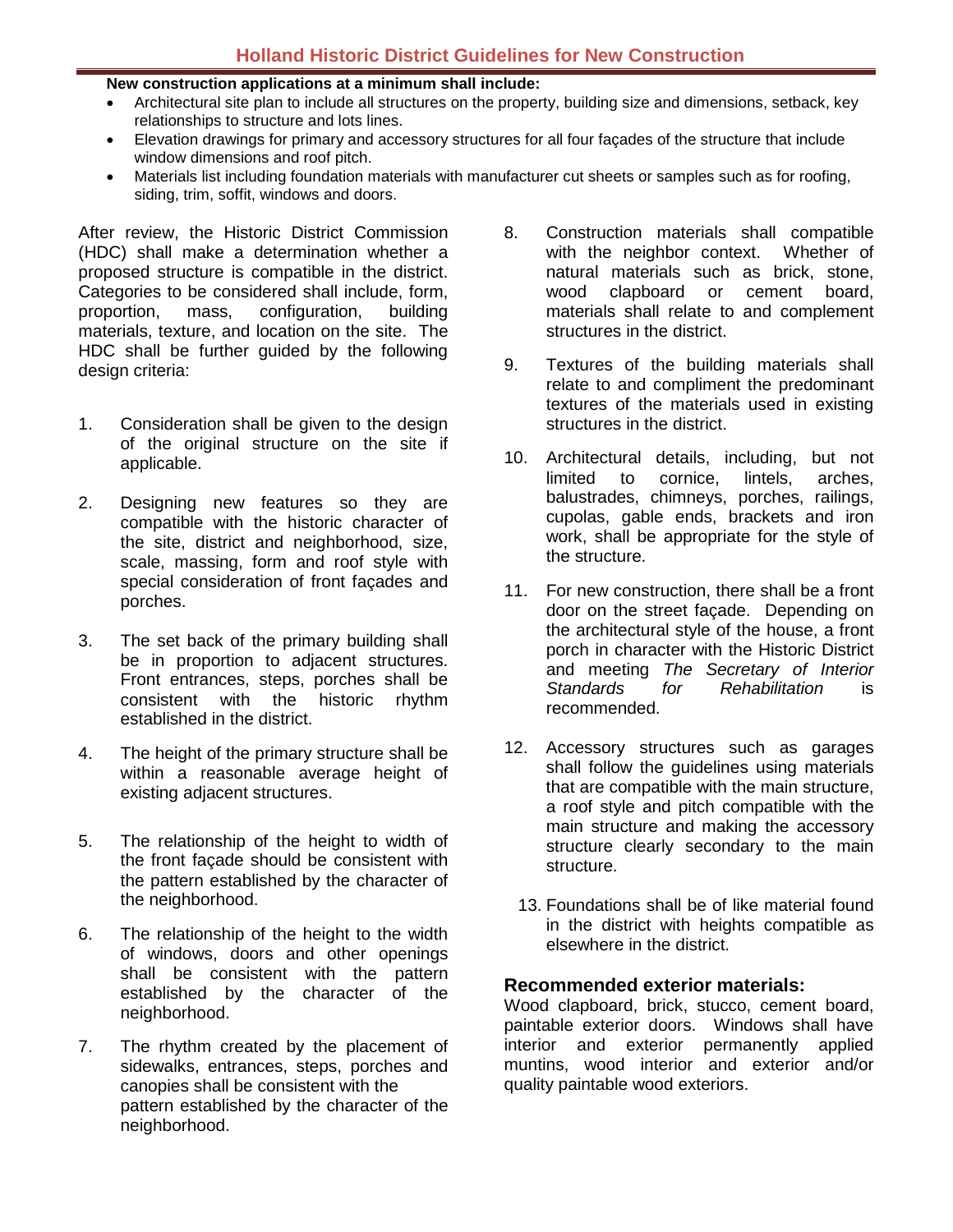# Holland Historic District Guidelines for New Construction

**New construction applications at a minimum shall include:**

- Architectural site plan to include all structures on the property, building size and dimensions, setback, key relationships to structure and lots lines.
- Elevation drawings for primary and accessory structures for all four façades of the structure that include window dimensions and roof pitch.
- Materials list including foundation materials with manufacturer cut sheets or samples such as for roofing, siding, trim, soffit, windows and doors.

After review, the Historic District Commission (HDC) shall make a determination whether a proposed structure is compatible in the district. Categories to be considered shall include, form, proportion, mass, configuration, building materials, texture, and location on the site. The HDC shall be further guided by the following design criteria:

1. Consideration shall be given to the design of the original structure on the site if applicable.
2. Designing new features so they are compatible with the historic character of the site, district and neighborhood, size, scale, massing, form and roof style with special consideration of front façades and porches.
3. The set back of the primary building shall be in proportion to adjacent structures. Front entrances, steps, porches shall be consistent with the historic rhythm established in the district.
4. The height of the primary structure shall be within a reasonable average height of existing adjacent structures.
5. The relationship of the height to width of the front façade should be consistent with the pattern established by the character of the neighborhood.
6. The relationship of the height to the width of windows, doors and other openings shall be consistent with the pattern established by the character of the neighborhood.
7. The rhythm created by the placement of sidewalks, entrances, steps, porches and canopies shall be consistent with the pattern established by the character of the neighborhood.
8. Construction materials shall compatible with the neighbor context. Whether of natural materials such as brick, stone, wood clapboard or cement board, materials shall relate to and complement structures in the district.
9. Textures of the building materials shall relate to and compliment the predominant textures of the materials used in existing structures in the district.
10. Architectural details, including, but not limited to cornice, lintels, arches, balustrades, chimneys, porches, railings, cupolas, gable ends, brackets and iron work, shall be appropriate for the style of the structure.
11. For new construction, there shall be a front door on the street façade. Depending on the architectural style of the house, a front porch in character with the Historic District and meeting *The Secretary of Interior Standards for Rehabilitation* is recommended.
12. Accessory structures such as garages shall follow the guidelines using materials that are compatible with the main structure, a roof style and pitch compatible with the main structure and making the accessory structure clearly secondary to the main structure.
13. Foundations shall be of like material found in the district with heights compatible as elsewhere in the district.

## Recommended exterior materials:

Wood clapboard, brick, stucco, cement board, paintable exterior doors. Windows shall have interior and exterior permanently applied muntins, wood interior and exterior and/or quality paintable wood exteriors.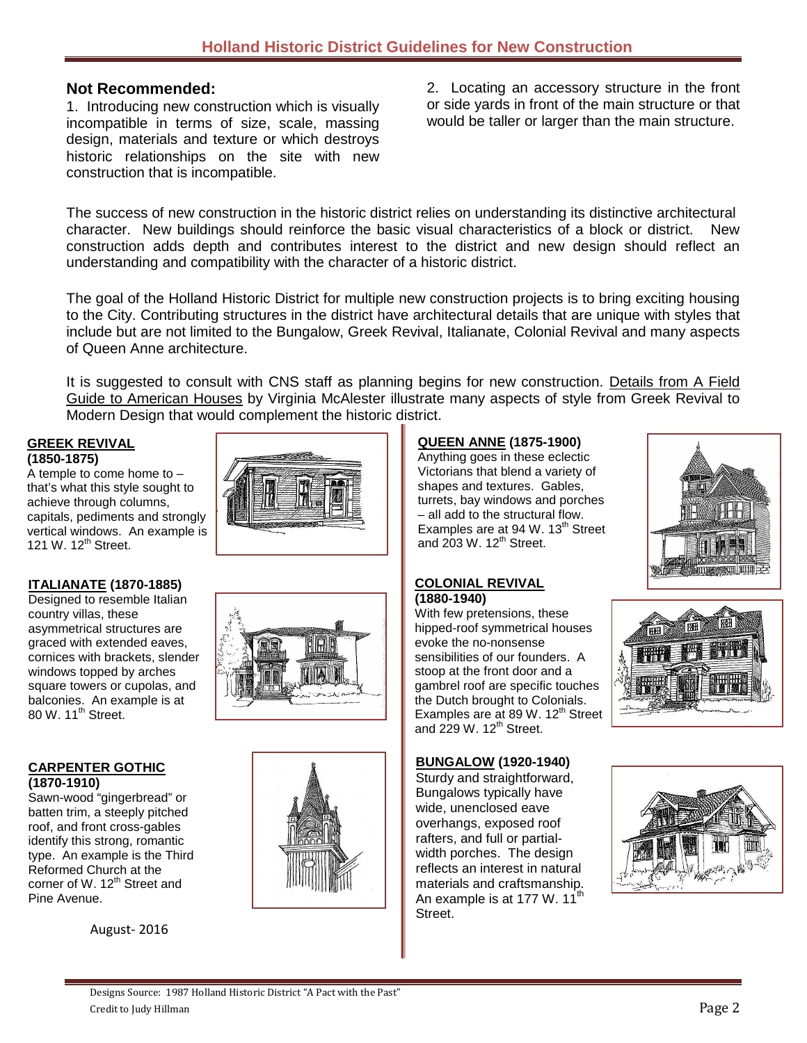## Not Recommended:

1. Introducing new construction which is visually incompatible in terms of size, scale, massing design, materials and texture or which destroys historic relationships on the site with new construction that is incompatible.

2. Locating an accessory structure in the front or side yards in front of the main structure or that would be taller or larger than the main structure.

The success of new construction in the historic district relies on understanding its distinctive architectural character. New buildings should reinforce the basic visual characteristics of a block or district. New construction adds depth and contributes interest to the district and new design should reflect an understanding and compatibility with the character of a historic district.

The goal of the Holland Historic District for multiple new construction projects is to bring exciting housing to the City. Contributing structures in the district have architectural details that are unique with styles that include but are not limited to the Bungalow, Greek Revival, Italianate, Colonial Revival and many aspects of Queen Anne architecture.

It is suggested to consult with CNS staff as planning begins for new construction. Details from A Field Guide to American Houses by Virginia McAlester illustrate many aspects of style from Greek Revival to Modern Design that would complement the historic district.

**GREEK REVIVAL (1850-1875)**

A temple to come home to – that's what this style sought to achieve through columns, capitals, pediments and strongly vertical windows. An example is 121 W. 12th Street.

**ITALIANATE (1870-1885)**

Designed to resemble Italian country villas, these asymmetrical structures are graced with extended eaves, cornices with brackets, slender windows topped by arches square towers or cupolas, and balconies. An example is at 80 W. 11th Street.

**CARPENTER GOTHIC (1870-1910)**

Sawn-wood "gingerbread" or batten trim, a steeply pitched roof, and front cross-gables identify this strong, romantic type. An example is the Third Reformed Church at the corner of W. 12th Street and Pine Avenue.

August- 2016

**QUEEN ANNE (1875-1900)**

Anything goes in these eclectic Victorians that blend a variety of shapes and textures. Gables, turrets, bay windows and porches – all add to the structural flow. Examples are at 94 W. 13th Street and 203 W. 12th Street.

**COLONIAL REVIVAL (1880-1940)**

With few pretensions, these hipped-roof symmetrical houses evoke the no-nonsense sensibilities of our founders. A stoop at the front door and a gambrel roof are specific touches the Dutch brought to Colonials. Examples are at 89 W. 12th Street and 229 W. 12th Street.

**BUNGALOW (1920-1940)**

Sturdy and straightforward, Bungalows typically have wide, unenclosed eave overhangs, exposed roof rafters, and full or partial-width porches. The design reflects an interest in natural materials and craftsmanship. An example is at 177 W. 11th Street.

Designs Source: 1987 Holland Historic District "A Pact with the Past"
Credit to Judy Hillman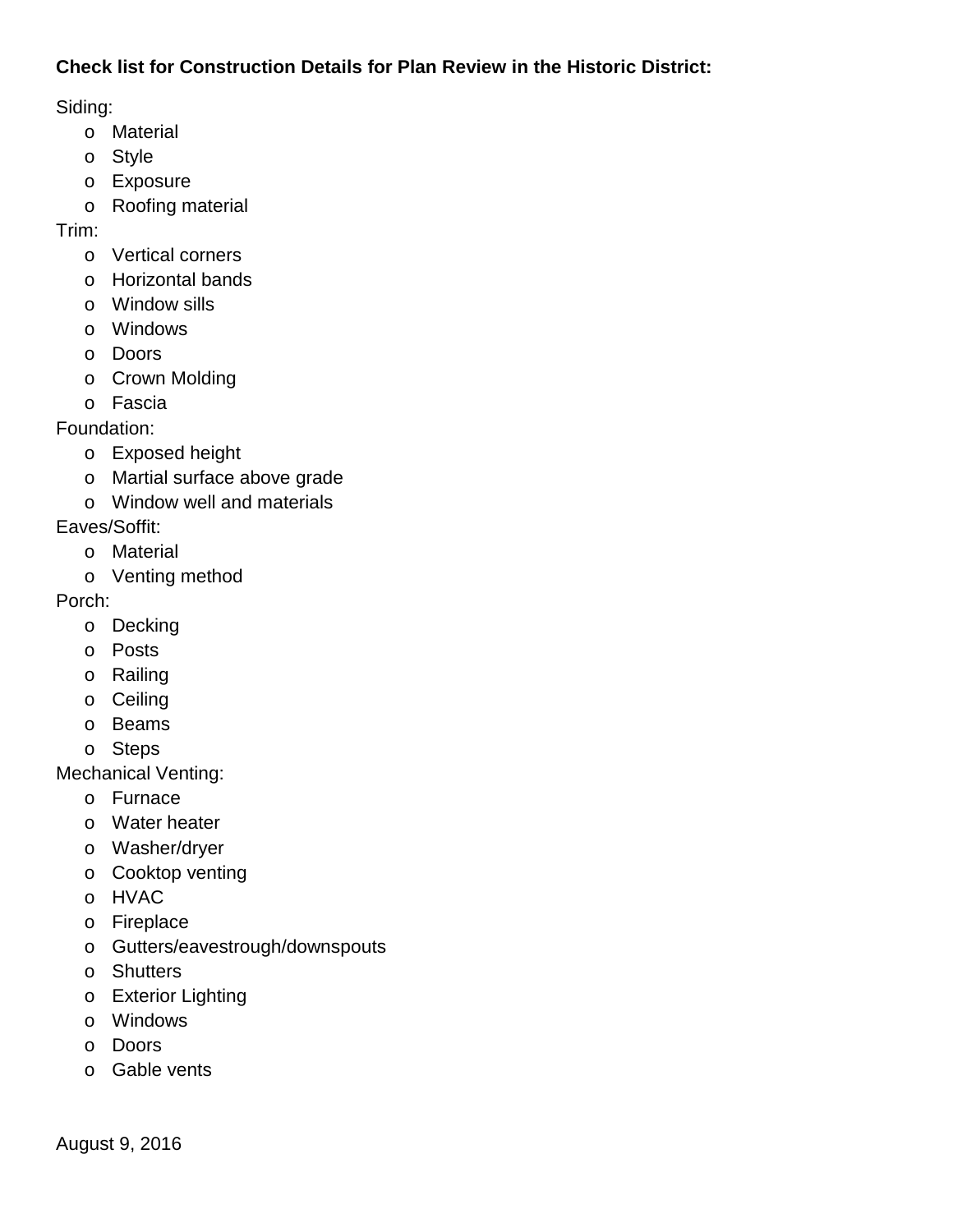**Check list for Construction Details for Plan Review in the Historic District:**

Siding:

- Material
- Style
- Exposure
- Roofing material

Trim:

- Vertical corners
- Horizontal bands
- Window sills
- Windows
- Doors
- Crown Molding
- Fascia

Foundation:

- Exposed height
- Martial surface above grade
- Window well and materials

Eaves/Soffit:

- Material
- Venting method

Porch:

- Decking
- Posts
- Railing
- Ceiling
- Beams
- Steps

Mechanical Venting:

- Furnace
- Water heater
- Washer/dryer
- Cooktop venting
- HVAC
- Fireplace
- Gutters/eavestrough/downspouts
- Shutters
- Exterior Lighting
- Windows
- Doors
- Gable vents

August 9, 2016